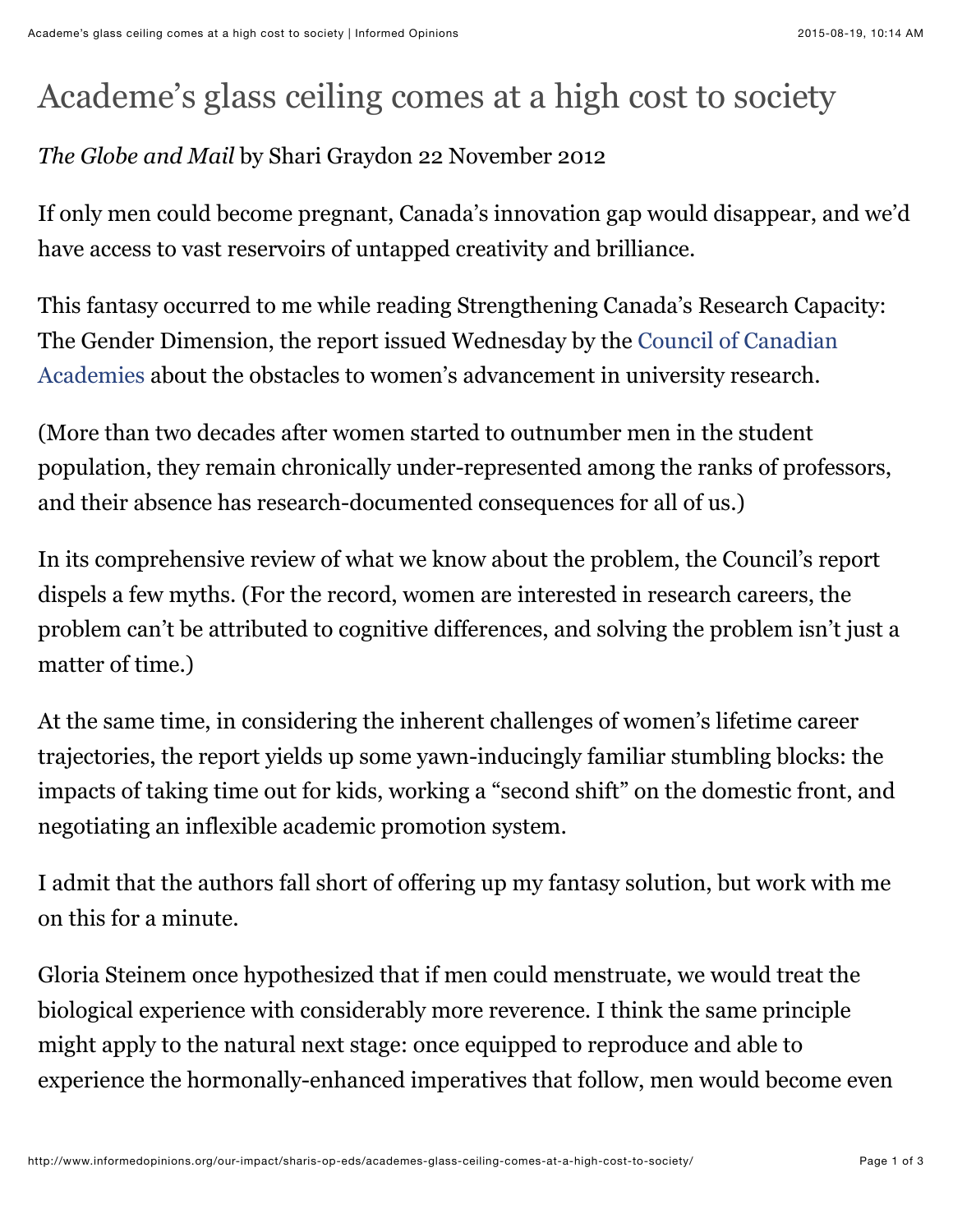# Academe's glass ceiling comes at a high cost to society

*The Globe and Mail* by Shari Graydon 22 November 2012

If only men could become pregnant, Canada's innovation gap would disappear, and we'd have access to vast reservoirs of untapped creativity and brilliance.

This fantasy occurred to me while reading Strengthening Canada's Research Capacity: The Gender Dimension, the report issued Wednesday by the Council of Canadian Academies about the obstacles to women's advancement in university research.

(More than two decades after women started to outnumber men in the student population, they remain chronically under-represented among the ranks of professors, and their absence has research-documented consequences for all of us.)

In its comprehensive review of what we know about the problem, the Council's report dispels a few myths. (For the record, women are interested in research careers, the problem can't be attributed to cognitive differences, and solving the problem isn't just a matter of time.)

At the same time, in considering the inherent challenges of women's lifetime career trajectories, the report yields up some yawn-inducingly familiar stumbling blocks: the impacts of taking time out for kids, working a "second shift" on the domestic front, and negotiating an inflexible academic promotion system.

I admit that the authors fall short of offering up my fantasy solution, but work with me on this for a minute.

Gloria Steinem once hypothesized that if men could menstruate, we would treat the biological experience with considerably more reverence. I think the same principle might apply to the natural next stage: once equipped to reproduce and able to experience the hormonally-enhanced imperatives that follow, men would become even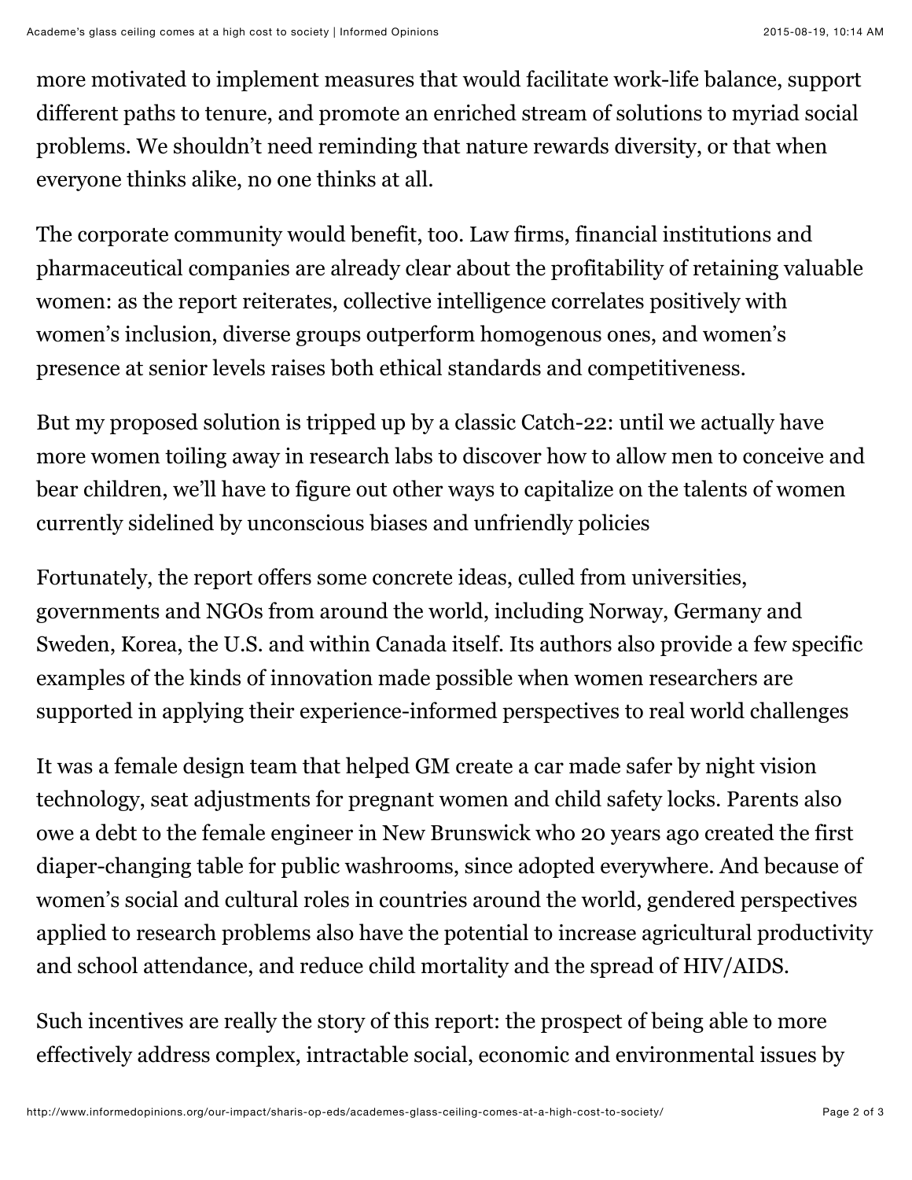more motivated to implement measures that would facilitate work-life balance, support different paths to tenure, and promote an enriched stream of solutions to myriad social problems. We shouldn't need reminding that nature rewards diversity, or that when everyone thinks alike, no one thinks at all.

The corporate community would benefit, too. Law firms, financial institutions and pharmaceutical companies are already clear about the profitability of retaining valuable women: as the report reiterates, collective intelligence correlates positively with women's inclusion, diverse groups outperform homogenous ones, and women's presence at senior levels raises both ethical standards and competitiveness.

But my proposed solution is tripped up by a classic Catch-22: until we actually have more women toiling away in research labs to discover how to allow men to conceive and bear children, we'll have to figure out other ways to capitalize on the talents of women currently sidelined by unconscious biases and unfriendly policies

Fortunately, the report offers some concrete ideas, culled from universities, governments and NGOs from around the world, including Norway, Germany and Sweden, Korea, the U.S. and within Canada itself. Its authors also provide a few specific examples of the kinds of innovation made possible when women researchers are supported in applying their experience-informed perspectives to real world challenges

It was a female design team that helped GM create a car made safer by night vision technology, seat adjustments for pregnant women and child safety locks. Parents also owe a debt to the female engineer in New Brunswick who 20 years ago created the first diaper-changing table for public washrooms, since adopted everywhere. And because of women's social and cultural roles in countries around the world, gendered perspectives applied to research problems also have the potential to increase agricultural productivity and school attendance, and reduce child mortality and the spread of HIV/AIDS.

Such incentives are really the story of this report: the prospect of being able to more effectively address complex, intractable social, economic and environmental issues by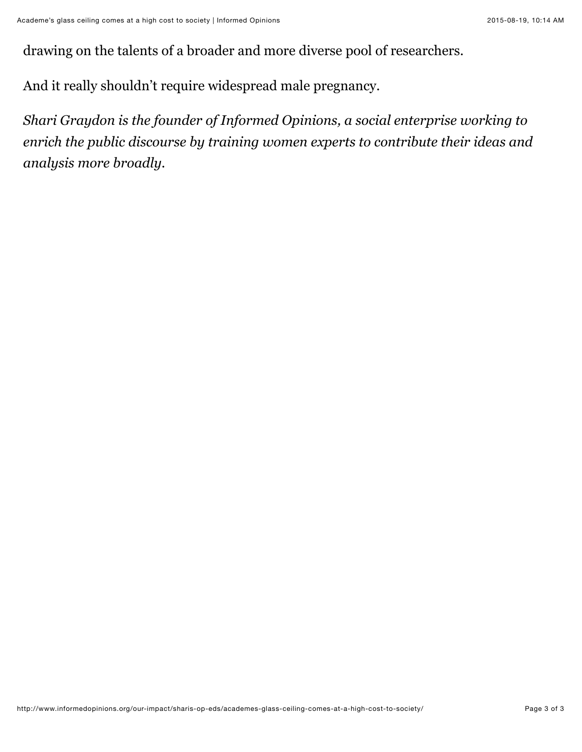drawing on the talents of a broader and more diverse pool of researchers.

And it really shouldn’t require widespread male pregnancy.

*Shari Graydon is the founder of Informed Opinions, a social enterprise working to enrich the public discourse by training women experts to contribute their ideas and analysis more broadly.*